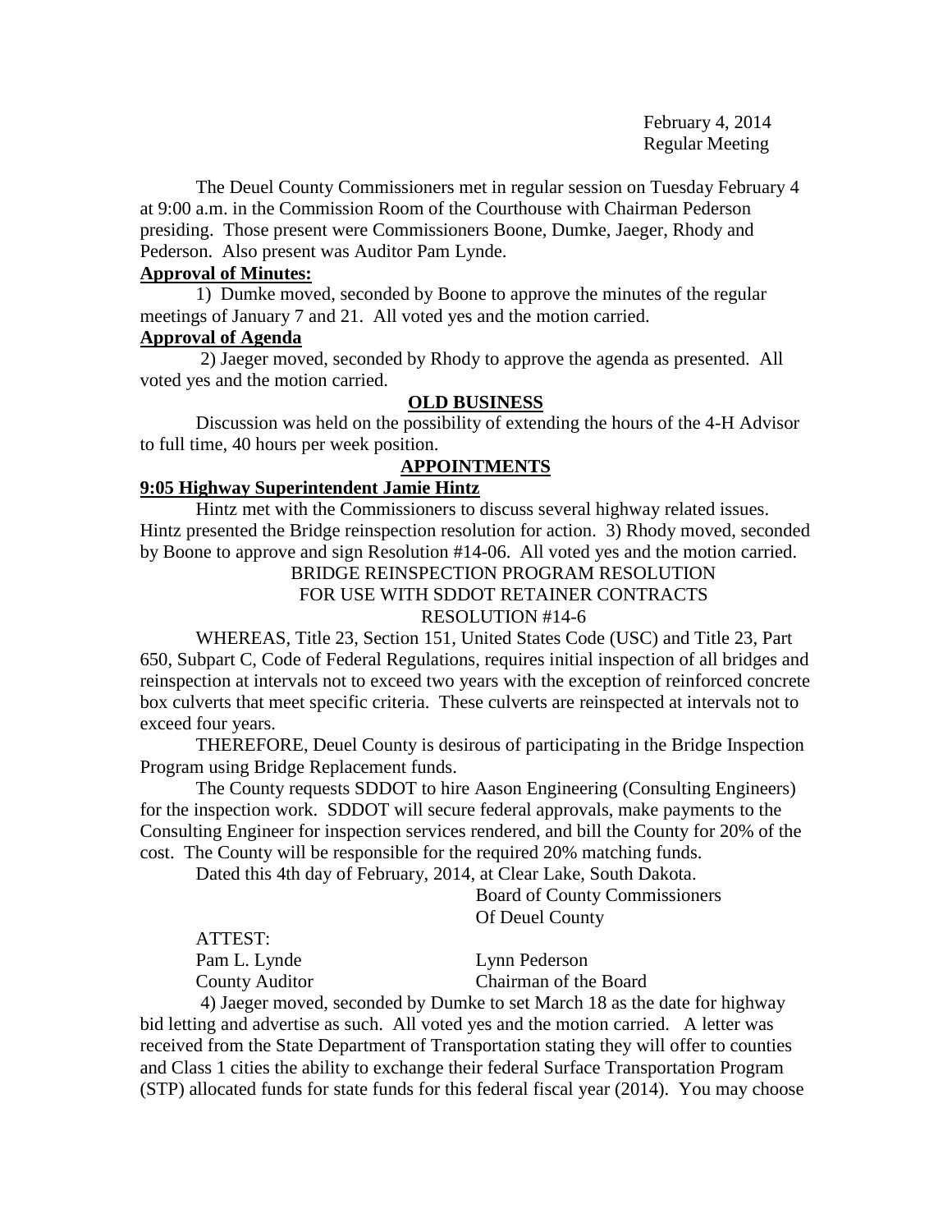February 4, 2014
Regular Meeting

The Deuel County Commissioners met in regular session on Tuesday February 4 at 9:00 a.m. in the Commission Room of the Courthouse with Chairman Pederson presiding. Those present were Commissioners Boone, Dumke, Jaeger, Rhody and Pederson. Also present was Auditor Pam Lynde.

**Approval of Minutes:**

1) Dumke moved, seconded by Boone to approve the minutes of the regular meetings of January 7 and 21. All voted yes and the motion carried.

**Approval of Agenda**

2) Jaeger moved, seconded by Rhody to approve the agenda as presented. All voted yes and the motion carried.

**OLD BUSINESS**

Discussion was held on the possibility of extending the hours of the 4-H Advisor to full time, 40 hours per week position.

**APPOINTMENTS**

**9:05 Highway Superintendent Jamie Hintz**

Hintz met with the Commissioners to discuss several highway related issues. Hintz presented the Bridge reinspection resolution for action. 3) Rhody moved, seconded by Boone to approve and sign Resolution #14-06. All voted yes and the motion carried.

BRIDGE REINSPECTION PROGRAM RESOLUTION
FOR USE WITH SDDOT RETAINER CONTRACTS
RESOLUTION #14-6

WHEREAS, Title 23, Section 151, United States Code (USC) and Title 23, Part 650, Subpart C, Code of Federal Regulations, requires initial inspection of all bridges and reinspection at intervals not to exceed two years with the exception of reinforced concrete box culverts that meet specific criteria. These culverts are reinspected at intervals not to exceed four years.

THEREFORE, Deuel County is desirous of participating in the Bridge Inspection Program using Bridge Replacement funds.

The County requests SDDOT to hire Aason Engineering (Consulting Engineers) for the inspection work. SDDOT will secure federal approvals, make payments to the Consulting Engineer for inspection services rendered, and bill the County for 20% of the cost. The County will be responsible for the required 20% matching funds.

Dated this 4th day of February, 2014, at Clear Lake, South Dakota.

Board of County Commissioners
Of Deuel County

ATTEST:

Pam L. Lynde — Lynn Pederson
County Auditor — Chairman of the Board

4) Jaeger moved, seconded by Dumke to set March 18 as the date for highway bid letting and advertise as such. All voted yes and the motion carried. A letter was received from the State Department of Transportation stating they will offer to counties and Class 1 cities the ability to exchange their federal Surface Transportation Program (STP) allocated funds for state funds for this federal fiscal year (2014). You may choose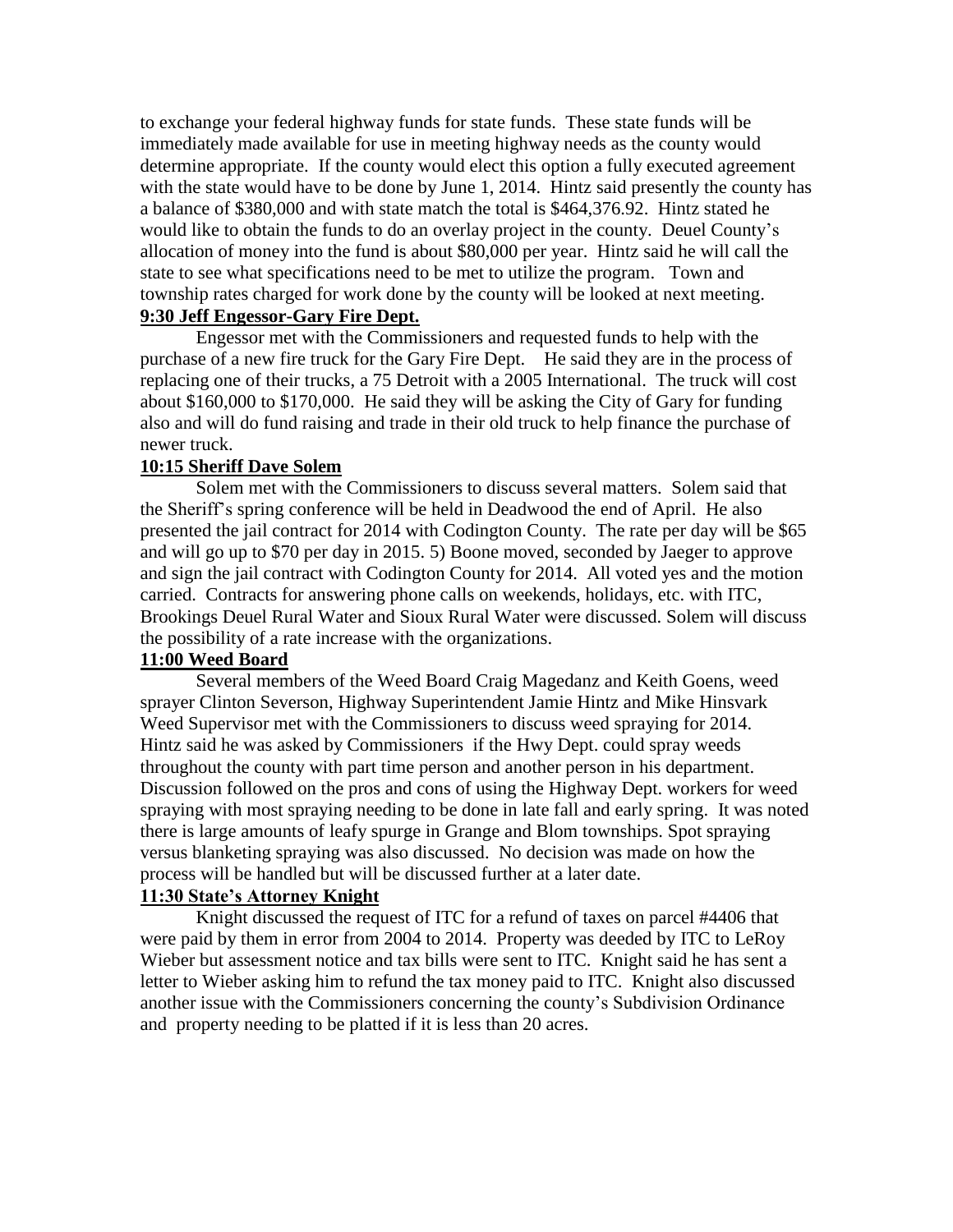to exchange your federal highway funds for state funds. These state funds will be immediately made available for use in meeting highway needs as the county would determine appropriate. If the county would elect this option a fully executed agreement with the state would have to be done by June 1, 2014. Hintz said presently the county has a balance of $380,000 and with state match the total is $464,376.92. Hintz stated he would like to obtain the funds to do an overlay project in the county. Deuel County's allocation of money into the fund is about $80,000 per year. Hintz said he will call the state to see what specifications need to be met to utilize the program. Town and township rates charged for work done by the county will be looked at next meeting.

**9:30 Jeff Engessor-Gary Fire Dept.**

Engessor met with the Commissioners and requested funds to help with the purchase of a new fire truck for the Gary Fire Dept. He said they are in the process of replacing one of their trucks, a 75 Detroit with a 2005 International. The truck will cost about $160,000 to $170,000. He said they will be asking the City of Gary for funding also and will do fund raising and trade in their old truck to help finance the purchase of newer truck.

**10:15 Sheriff Dave Solem**

Solem met with the Commissioners to discuss several matters. Solem said that the Sheriff's spring conference will be held in Deadwood the end of April. He also presented the jail contract for 2014 with Codington County. The rate per day will be $65 and will go up to $70 per day in 2015. 5) Boone moved, seconded by Jaeger to approve and sign the jail contract with Codington County for 2014. All voted yes and the motion carried. Contracts for answering phone calls on weekends, holidays, etc. with ITC, Brookings Deuel Rural Water and Sioux Rural Water were discussed. Solem will discuss the possibility of a rate increase with the organizations.

**11:00 Weed Board**

Several members of the Weed Board Craig Magedanz and Keith Goens, weed sprayer Clinton Severson, Highway Superintendent Jamie Hintz and Mike Hinsvark Weed Supervisor met with the Commissioners to discuss weed spraying for 2014. Hintz said he was asked by Commissioners if the Hwy Dept. could spray weeds throughout the county with part time person and another person in his department. Discussion followed on the pros and cons of using the Highway Dept. workers for weed spraying with most spraying needing to be done in late fall and early spring. It was noted there is large amounts of leafy spurge in Grange and Blom townships. Spot spraying versus blanketing spraying was also discussed. No decision was made on how the process will be handled but will be discussed further at a later date.

**11:30 State's Attorney Knight**

Knight discussed the request of ITC for a refund of taxes on parcel #4406 that were paid by them in error from 2004 to 2014. Property was deeded by ITC to LeRoy Wieber but assessment notice and tax bills were sent to ITC. Knight said he has sent a letter to Wieber asking him to refund the tax money paid to ITC. Knight also discussed another issue with the Commissioners concerning the county's Subdivision Ordinance and property needing to be platted if it is less than 20 acres.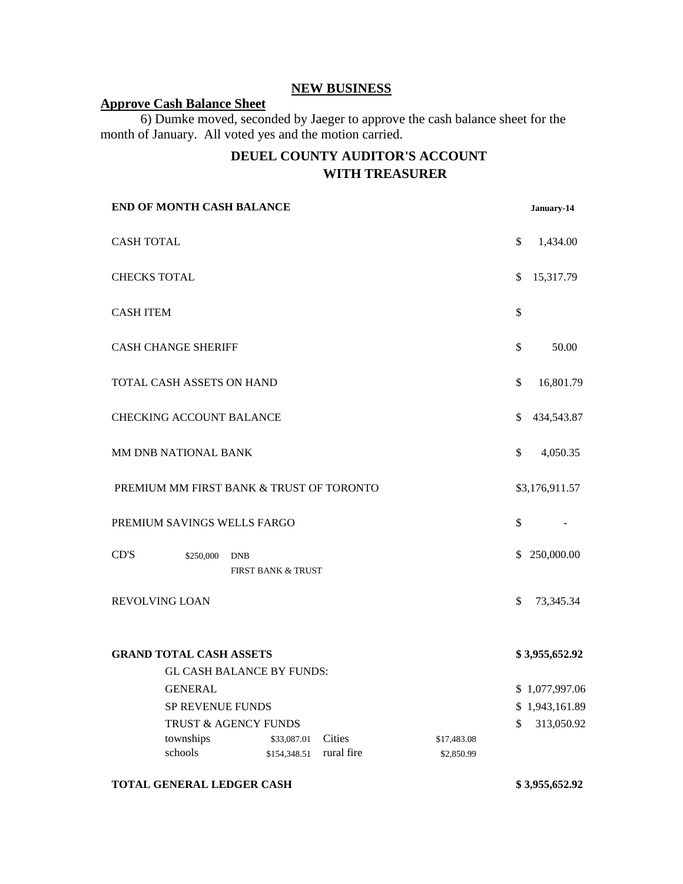## NEW BUSINESS

**Approve Cash Balance Sheet**

6) Dumke moved, seconded by Jaeger to approve the cash balance sheet for the month of January. All voted yes and the motion carried.

### DEUEL COUNTY AUDITOR'S ACCOUNT WITH TREASURER

| **END OF MONTH CASH BALANCE** | | | | **January-14** |
|---|---|---|---|---|
| CASH TOTAL | | | | $ 1,434.00 |
| CHECKS TOTAL | | | | $ 15,317.79 |
| CASH ITEM | | | | $ |
| CASH CHANGE SHERIFF | | | | $ 50.00 |
| TOTAL CASH ASSETS ON HAND | | | | $ 16,801.79 |
| CHECKING ACCOUNT BALANCE | | | | $ 434,543.87 |
| MM DNB NATIONAL BANK | | | | $ 4,050.35 |
| PREMIUM MM FIRST BANK & TRUST OF TORONTO | | | | $3,176,911.57 |
| PREMIUM SAVINGS WELLS FARGO | | | | $ - |
| CD'S | $250,000 | DNB<br>FIRST BANK & TRUST | | $ 250,000.00 |
| REVOLVING LOAN | | | | $ 73,345.34 |
| **GRAND TOTAL CASH ASSETS** | | | | **$ 3,955,652.92** |
| GL CASH BALANCE BY FUNDS: | | | | |
| GENERAL | | | | $ 1,077,997.06 |
| SP REVENUE FUNDS | | | | $ 1,943,161.89 |
| TRUST & AGENCY FUNDS | | | | $ 313,050.92 |
| townships | $33,087.01 | Cities | $17,483.08 | |
| schools | $154,348.51 | rural fire | $2,850.99 | |
| **TOTAL GENERAL LEDGER CASH** | | | | **$ 3,955,652.92** |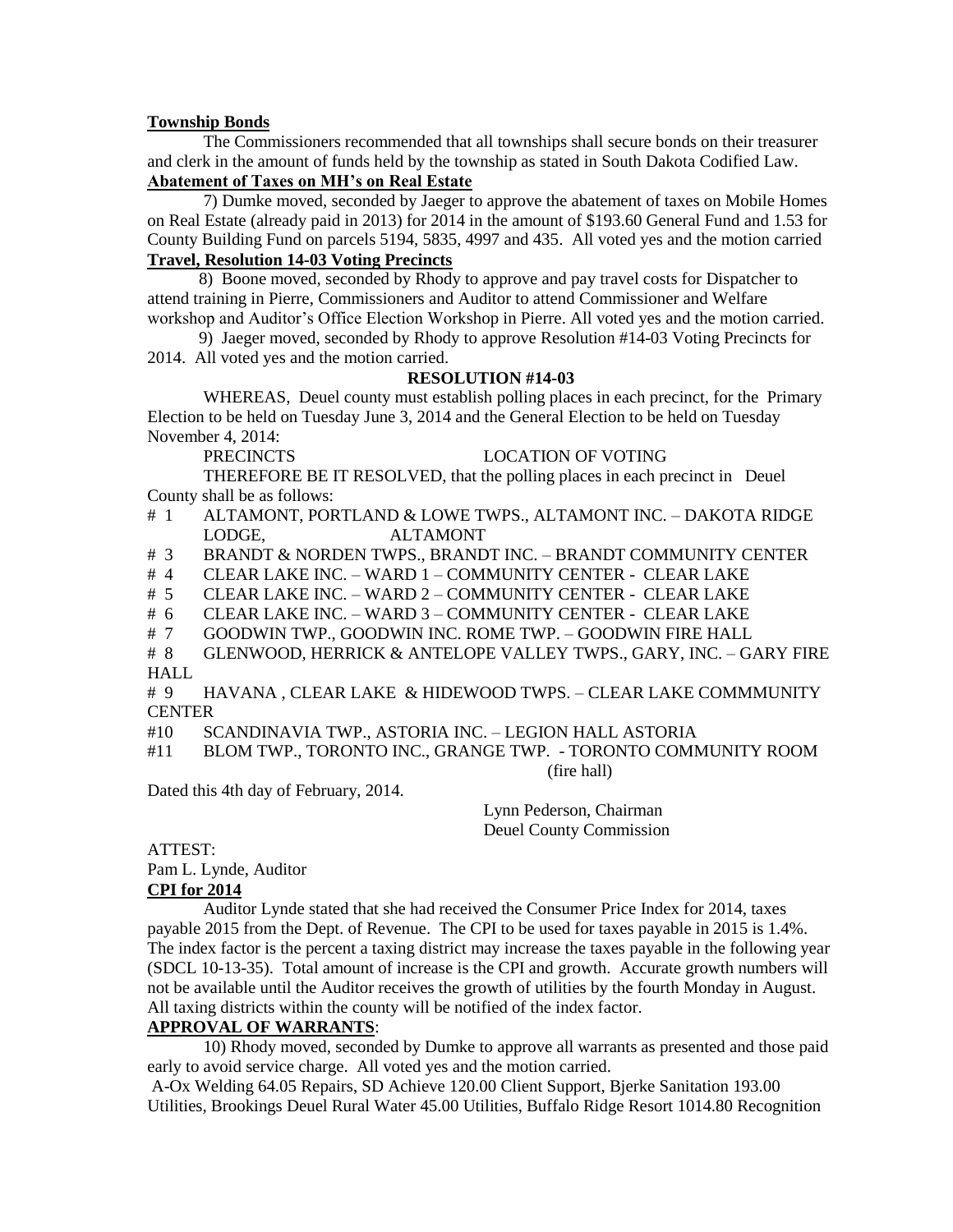**Township Bonds**

The Commissioners recommended that all townships shall secure bonds on their treasurer and clerk in the amount of funds held by the township as stated in South Dakota Codified Law.

**Abatement of Taxes on MH's on Real Estate**

7) Dumke moved, seconded by Jaeger to approve the abatement of taxes on Mobile Homes on Real Estate (already paid in 2013) for 2014 in the amount of $193.60 General Fund and 1.53 for County Building Fund on parcels 5194, 5835, 4997 and 435. All voted yes and the motion carried

**Travel, Resolution 14-03 Voting Precincts**

8) Boone moved, seconded by Rhody to approve and pay travel costs for Dispatcher to attend training in Pierre, Commissioners and Auditor to attend Commissioner and Welfare workshop and Auditor's Office Election Workshop in Pierre. All voted yes and the motion carried.

9) Jaeger moved, seconded by Rhody to approve Resolution #14-03 Voting Precincts for 2014. All voted yes and the motion carried.

**RESOLUTION #14-03**

WHEREAS, Deuel county must establish polling places in each precinct, for the Primary Election to be held on Tuesday June 3, 2014 and the General Election to be held on Tuesday November 4, 2014:

PRECINCTS LOCATION OF VOTING

THEREFORE BE IT RESOLVED, that the polling places in each precinct in Deuel County shall be as follows:

# 1 ALTAMONT, PORTLAND & LOWE TWPS., ALTAMONT INC. – DAKOTA RIDGE LODGE, ALTAMONT
# 3 BRANDT & NORDEN TWPS., BRANDT INC. – BRANDT COMMUNITY CENTER
# 4 CLEAR LAKE INC. – WARD 1 – COMMUNITY CENTER - CLEAR LAKE
# 5 CLEAR LAKE INC. – WARD 2 – COMMUNITY CENTER - CLEAR LAKE
# 6 CLEAR LAKE INC. – WARD 3 – COMMUNITY CENTER - CLEAR LAKE
# 7 GOODWIN TWP., GOODWIN INC. ROME TWP. – GOODWIN FIRE HALL
# 8 GLENWOOD, HERRICK & ANTELOPE VALLEY TWPS., GARY, INC. – GARY FIRE HALL
# 9 HAVANA , CLEAR LAKE & HIDEWOOD TWPS. – CLEAR LAKE COMMMUNITY CENTER
#10 SCANDINAVIA TWP., ASTORIA INC. – LEGION HALL ASTORIA
#11 BLOM TWP., TORONTO INC., GRANGE TWP. - TORONTO COMMUNITY ROOM (fire hall)

Dated this 4th day of February, 2014.

Lynn Pederson, Chairman
Deuel County Commission

ATTEST:
Pam L. Lynde, Auditor

**CPI for 2014**

Auditor Lynde stated that she had received the Consumer Price Index for 2014, taxes payable 2015 from the Dept. of Revenue. The CPI to be used for taxes payable in 2015 is 1.4%. The index factor is the percent a taxing district may increase the taxes payable in the following year (SDCL 10-13-35). Total amount of increase is the CPI and growth. Accurate growth numbers will not be available until the Auditor receives the growth of utilities by the fourth Monday in August. All taxing districts within the county will be notified of the index factor.

**APPROVAL OF WARRANTS**:

10) Rhody moved, seconded by Dumke to approve all warrants as presented and those paid early to avoid service charge. All voted yes and the motion carried.

A-Ox Welding 64.05 Repairs, SD Achieve 120.00 Client Support, Bjerke Sanitation 193.00 Utilities, Brookings Deuel Rural Water 45.00 Utilities, Buffalo Ridge Resort 1014.80 Recognition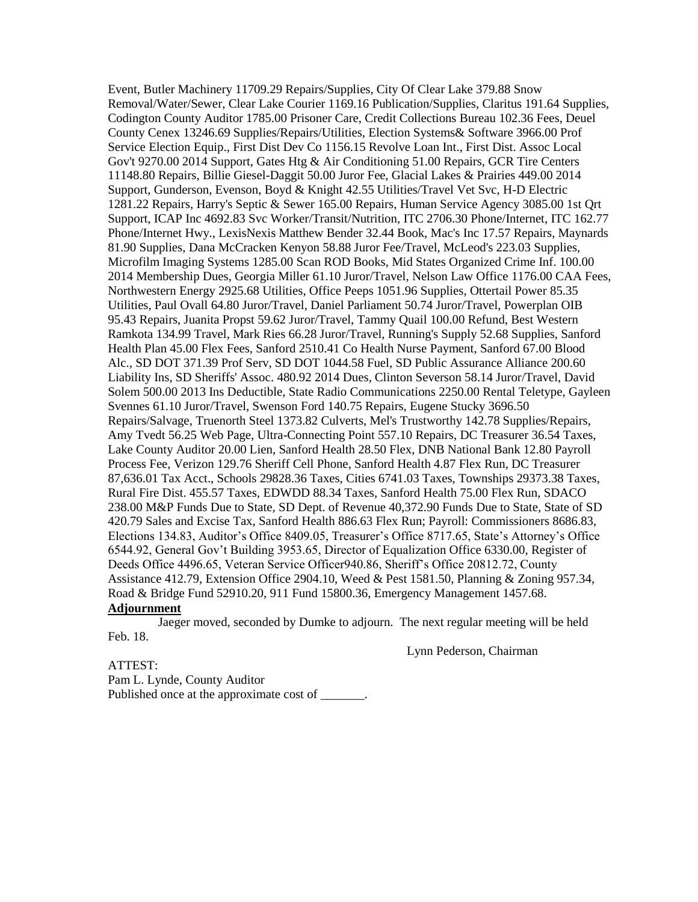Event, Butler Machinery 11709.29 Repairs/Supplies, City Of Clear Lake 379.88 Snow Removal/Water/Sewer, Clear Lake Courier 1169.16 Publication/Supplies, Claritus 191.64 Supplies, Codington County Auditor 1785.00 Prisoner Care, Credit Collections Bureau 102.36 Fees, Deuel County Cenex 13246.69 Supplies/Repairs/Utilities, Election Systems& Software 3966.00 Prof Service Election Equip., First Dist Dev Co 1156.15 Revolve Loan Int., First Dist. Assoc Local Gov't 9270.00 2014 Support, Gates Htg & Air Conditioning 51.00 Repairs, GCR Tire Centers 11148.80 Repairs, Billie Giesel-Daggit 50.00 Juror Fee, Glacial Lakes & Prairies 449.00 2014 Support, Gunderson, Evenson, Boyd & Knight 42.55 Utilities/Travel Vet Svc, H-D Electric 1281.22 Repairs, Harry's Septic & Sewer 165.00 Repairs, Human Service Agency 3085.00 1st Qrt Support, ICAP Inc 4692.83 Svc Worker/Transit/Nutrition, ITC 2706.30 Phone/Internet, ITC 162.77 Phone/Internet Hwy., LexisNexis Matthew Bender 32.44 Book, Mac's Inc 17.57 Repairs, Maynards 81.90 Supplies, Dana McCracken Kenyon 58.88 Juror Fee/Travel, McLeod's 223.03 Supplies, Microfilm Imaging Systems 1285.00 Scan ROD Books, Mid States Organized Crime Inf. 100.00 2014 Membership Dues, Georgia Miller 61.10 Juror/Travel, Nelson Law Office 1176.00 CAA Fees, Northwestern Energy 2925.68 Utilities, Office Peeps 1051.96 Supplies, Ottertail Power 85.35 Utilities, Paul Ovall 64.80 Juror/Travel, Daniel Parliament 50.74 Juror/Travel, Powerplan OIB 95.43 Repairs, Juanita Propst 59.62 Juror/Travel, Tammy Quail 100.00 Refund, Best Western Ramkota 134.99 Travel, Mark Ries 66.28 Juror/Travel, Running's Supply 52.68 Supplies, Sanford Health Plan 45.00 Flex Fees, Sanford 2510.41 Co Health Nurse Payment, Sanford 67.00 Blood Alc., SD DOT 371.39 Prof Serv, SD DOT 1044.58 Fuel, SD Public Assurance Alliance 200.60 Liability Ins, SD Sheriffs' Assoc. 480.92 2014 Dues, Clinton Severson 58.14 Juror/Travel, David Solem 500.00 2013 Ins Deductible, State Radio Communications 2250.00 Rental Teletype, Gayleen Svennes 61.10 Juror/Travel, Swenson Ford 140.75 Repairs, Eugene Stucky 3696.50 Repairs/Salvage, Truenorth Steel 1373.82 Culverts, Mel's Trustworthy 142.78 Supplies/Repairs, Amy Tvedt 56.25 Web Page, Ultra-Connecting Point 557.10 Repairs, DC Treasurer 36.54 Taxes, Lake County Auditor 20.00 Lien, Sanford Health 28.50 Flex, DNB National Bank 12.80 Payroll Process Fee, Verizon 129.76 Sheriff Cell Phone, Sanford Health 4.87 Flex Run, DC Treasurer 87,636.01 Tax Acct., Schools 29828.36 Taxes, Cities 6741.03 Taxes, Townships 29373.38 Taxes, Rural Fire Dist. 455.57 Taxes, EDWDD 88.34 Taxes, Sanford Health 75.00 Flex Run, SDACO 238.00 M&P Funds Due to State, SD Dept. of Revenue 40,372.90 Funds Due to State, State of SD 420.79 Sales and Excise Tax, Sanford Health 886.63 Flex Run; Payroll: Commissioners 8686.83, Elections 134.83, Auditor's Office 8409.05, Treasurer's Office 8717.65, State's Attorney's Office 6544.92, General Gov't Building 3953.65, Director of Equalization Office 6330.00, Register of Deeds Office 4496.65, Veteran Service Officer940.86, Sheriff's Office 20812.72, County Assistance 412.79, Extension Office 2904.10, Weed & Pest 1581.50, Planning & Zoning 957.34, Road & Bridge Fund 52910.20, 911 Fund 15800.36, Emergency Management 1457.68.

**Adjournment**

Jaeger moved, seconded by Dumke to adjourn. The next regular meeting will be held Feb. 18.

Lynn Pederson, Chairman

ATTEST:
Pam L. Lynde, County Auditor
Published once at the approximate cost of _______.